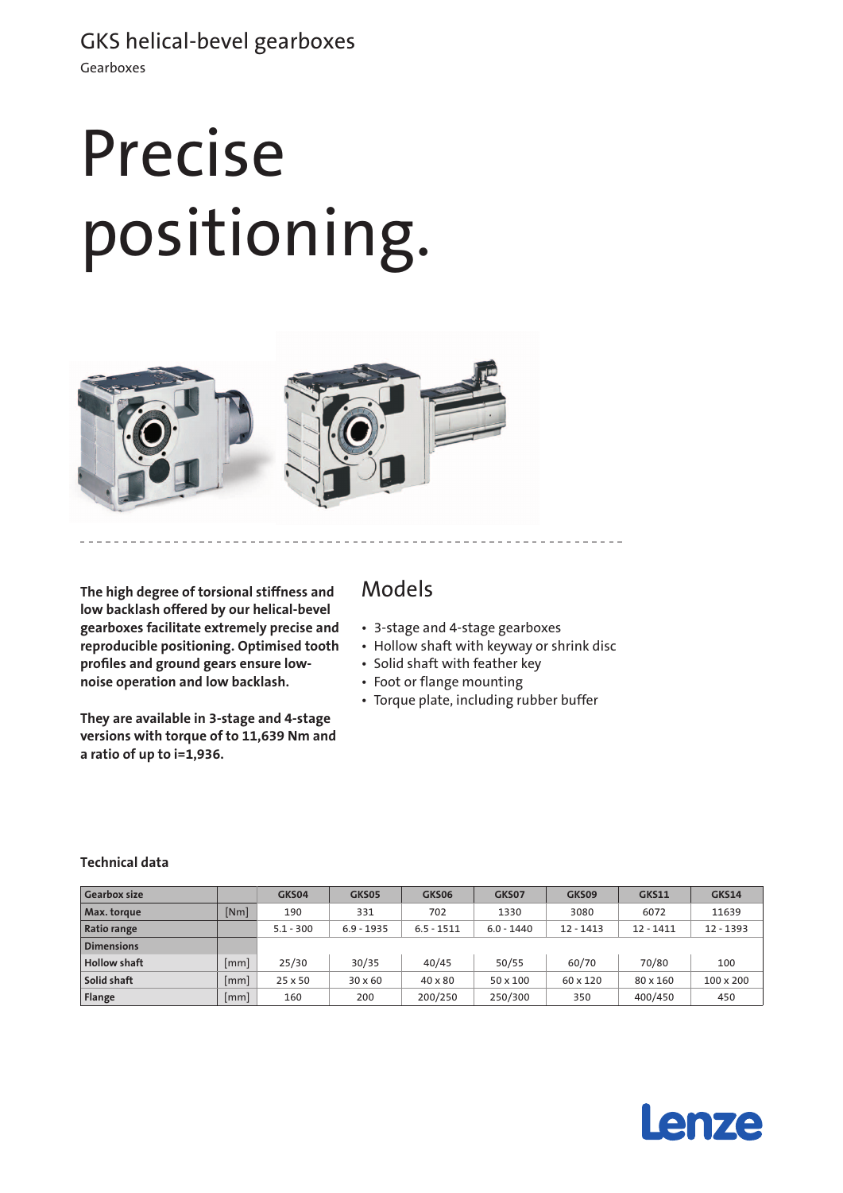# GKS helical-bevel gearboxes

Gearboxes

# Precise positioning.

**The high degree of torsional stiffness and low backlash offered by our helical-bevel gearboxes facilitate extremely precise and reproducible positioning. Optimised tooth profiles and ground gears ensure low-noise operation and low backlash.**

**They are available in 3-stage and 4-stage versions with torque of to 11,639 Nm and a ratio of up to i=1,936.**

## Models

- 3-stage and 4-stage gearboxes
- Hollow shaft with keyway or shrink disc
- Solid shaft with feather key
- Foot or flange mounting
- Torque plate, including rubber buffer

### Technical data

| Gearbox size | | GKS04 | GKS05 | GKS06 | GKS07 | GKS09 | GKS11 | GKS14 |
|---|---|---|---|---|---|---|---|---|
| Max. torque | [Nm] | 190 | 331 | 702 | 1330 | 3080 | 6072 | 11639 |
| Ratio range | | 5.1 - 300 | 6.9 - 1935 | 6.5 - 1511 | 6.0 - 1440 | 12 - 1413 | 12 - 1411 | 12 - 1393 |
| Dimensions | | | | | | | | |
| Hollow shaft | [mm] | 25/30 | 30/35 | 40/45 | 50/55 | 60/70 | 70/80 | 100 |
| Solid shaft | [mm] | 25 x 50 | 30 x 60 | 40 x 80 | 50 x 100 | 60 x 120 | 80 x 160 | 100 x 200 |
| Flange | [mm] | 160 | 200 | 200/250 | 250/300 | 350 | 400/450 | 450 |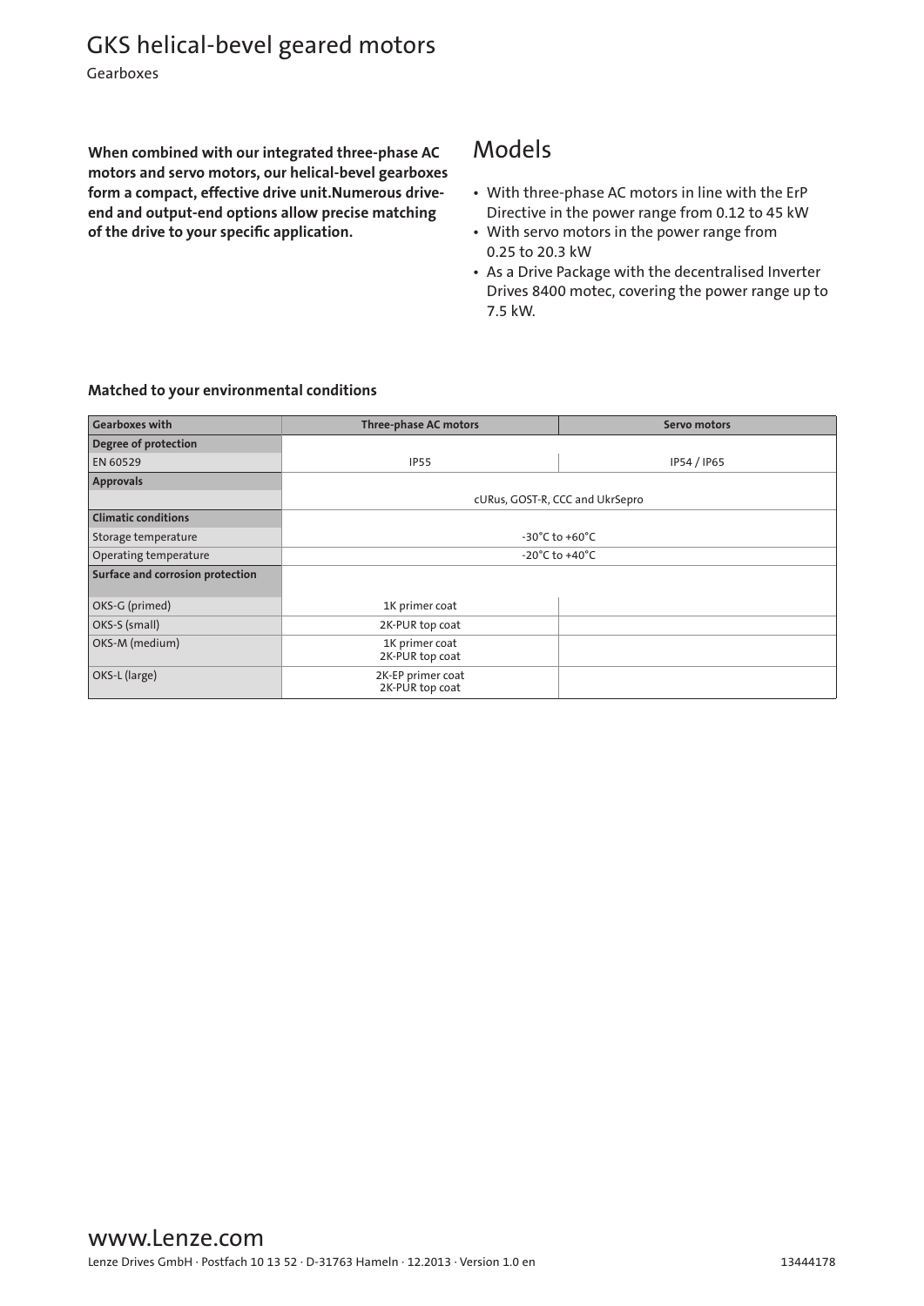# GKS helical-bevel geared motors

Gearboxes

**When combined with our integrated three-phase AC motors and servo motors, our helical-bevel gearboxes form a compact, effective drive unit.Numerous drive-end and output-end options allow precise matching of the drive to your specific application.**

## Models

- With three-phase AC motors in line with the ErP Directive in the power range from 0.12 to 45 kW
- With servo motors in the power range from 0.25 to 20.3 kW
- As a Drive Package with the decentralised Inverter Drives 8400 motec, covering the power range up to 7.5 kW.

**Matched to your environmental conditions**

| Gearboxes with | Three-phase AC motors | Servo motors |
|---|---|---|
| **Degree of protection** | | |
| EN 60529 | IP55 | IP54 / IP65 |
| **Approvals** | | |
| | cURus, GOST-R, CCC and UkrSepro | |
| **Climatic conditions** | | |
| Storage temperature | -30°C to +60°C | |
| Operating temperature | -20°C to +40°C | |
| **Surface and corrosion protection** | | |
| OKS-G (primed) | 1K primer coat | |
| OKS-S (small) | 2K-PUR top coat | |
| OKS-M (medium) | 1K primer coat<br>2K-PUR top coat | |
| OKS-L (large) | 2K-EP primer coat<br>2K-PUR top coat | |

www.Lenze.com

Lenze Drives GmbH · Postfach 10 13 52 · D-31763 Hameln · 12.2013 · Version 1.0 en 13444178